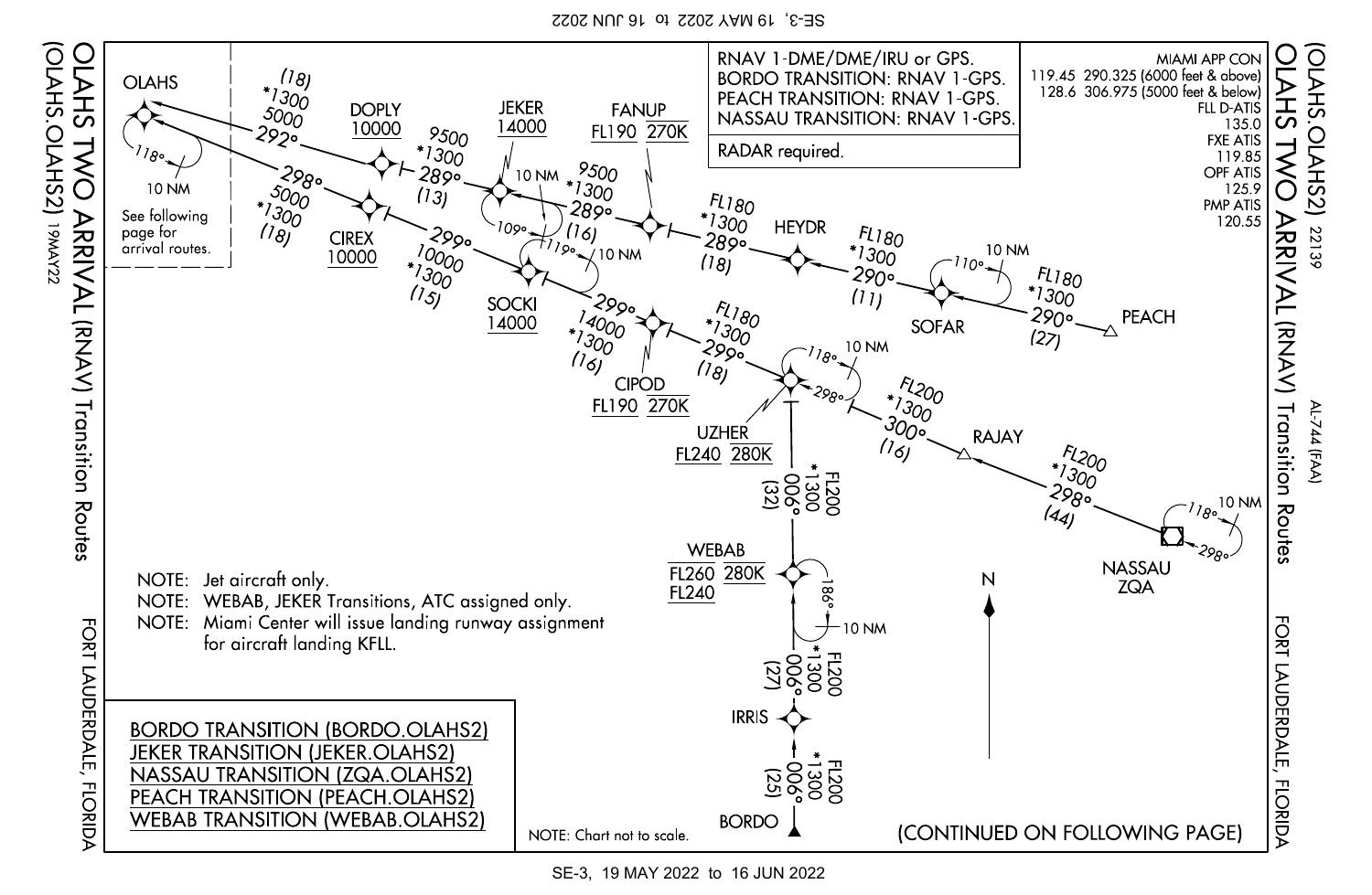# OLAHS TWO ARRIVAL (RNAV) Transition Routes

(OLAHS.OLAHS2) 22139

FORT LAUDERDALE, FLORIDA

AL-744 (FAA)

MIAMI APP CON
119.45 290.325 (6000 feet & above)
128.6 306.975 (5000 feet & below)

FLL D-ATIS
135.0

FXE ATIS
119.85

OPF ATIS
125.9

PMP ATIS
120.55

RNAV 1-DME/DME/IRU or GPS.
BORDO TRANSITION: RNAV 1-GPS.
PEACH TRANSITION: RNAV 1-GPS.
NASSAU TRANSITION: RNAV 1-GPS.

RADAR required.

OLAHS

See following page for arrival routes.

- OLAHS 118° 10 NM hold
- DOPLY 10000
- JEKER 14000, 109° 10 NM hold
- FANUP FL190 270K
- HEYDR
- SOFAR, 110° 10 NM hold
- PEACH
- CIREX 10000
- SOCKI 14000, 119° 10 NM hold
- CIPOD FL190 270K
- UZHER FL240 280K, 118° 10 NM hold
- RAJAY
- NASSAU ZQA, 118° 10 NM hold
- WEBAB FL260 280K FL240, 186° 10 NM hold
- IRRIS
- BORDO

Route segments:

- PEACH – SOFAR: FL180, *1300, 290°, (27)
- SOFAR – HEYDR: FL180, *1300, 290°, (11)
- HEYDR – FANUP: FL180, *1300, 289°, (18)
- FANUP – JEKER: 9500, *1300, 289°, (16)
- JEKER – DOPLY: 9500, *1300, 289°, (13)
- DOPLY – OLAHS: (18), *1300, 5000, 292°
- NASSAU – RAJAY: FL200, *1300, 298°, (44)
- RAJAY – UZHER: FL200, *1300, 300°, (16)
- UZHER – CIPOD: FL180, *1300, 299°, (18)
- CIPOD – SOCKI: 299°, 14000, *1300, (16)
- SOCKI – CIREX: 299°, 10000, *1300, (15)
- CIREX – OLAHS: 298°, 5000, *1300, (18)
- BORDO – IRRIS: FL200, *1300, 006°, (25)
- IRRIS – WEBAB: FL200, *1300, 006°, (27)
- WEBAB – UZHER: FL200, *1300, 006°, (32)

NOTE: Jet aircraft only.
NOTE: WEBAB, JEKER Transitions, ATC assigned only.
NOTE: Miami Center will issue landing runway assignment for aircraft landing KFLL.

BORDO TRANSITION (BORDO.OLAHS2)
JEKER TRANSITION (JEKER.OLAHS2)
NASSAU TRANSITION (ZQA.OLAHS2)
PEACH TRANSITION (PEACH.OLAHS2)
WEBAB TRANSITION (WEBAB.OLAHS2)

NOTE: Chart not to scale.

(CONTINUED ON FOLLOWING PAGE)

(OLAHS.OLAHS2) 19MAY22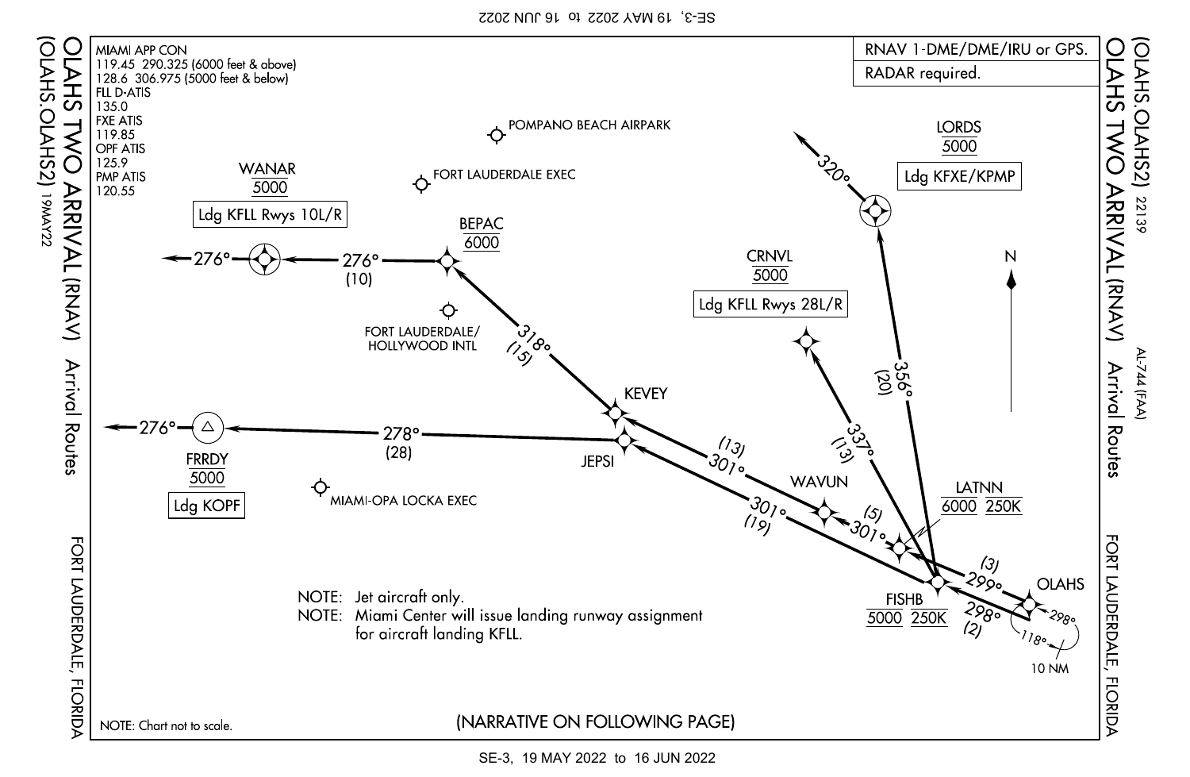# OLAHS TWO ARRIVAL (RNAV)

(OLAHS.OLAHS2) 19MAY22

Arrival Routes

22139

AL-744 (FAA)

FORT LAUDERDALE, FLORIDA

MIAMI APP CON
119.45 290.325 (6000 feet & above)
128.6 306.975 (5000 feet & below)
FLL D-ATIS
135.0
FXE ATIS
119.85
OPF ATIS
125.9
PMP ATIS
120.55

RNAV 1-DME/DME/IRU or GPS.

RADAR required.

POMPANO BEACH AIRPARK

FORT LAUDERDALE EXEC

FORT LAUDERDALE/ HOLLYWOOD INTL

MIAMI-OPA LOCKA EXEC

WANAR 5000 — Ldg KFLL Rwys 10L/R — 276°

BEPAC 6000 — 276° (10)

318° (15)

KEVEY — 301° (13)

JEPSI — 278° (28)

FRRDY 5000 — Ldg KOPF — 276°

CRNVL 5000 — Ldg KFLL Rwys 28L/R — 337° (13)

LORDS 5000 — Ldg KFXE/KPMP — 320° — 356° (20)

WAVUN — 301° (5)

LATNN 6000 250K

301° (19)

FISHB 5000 250K

OLAHS — 299° (3) — 298° (2) — 298° — 118° — 10 NM

N

NOTE: Jet aircraft only.
NOTE: Miami Center will issue landing runway assignment for aircraft landing KFLL.

NOTE: Chart not to scale.

(NARRATIVE ON FOLLOWING PAGE)

SE-3, 19 MAY 2022 to 16 JUN 2022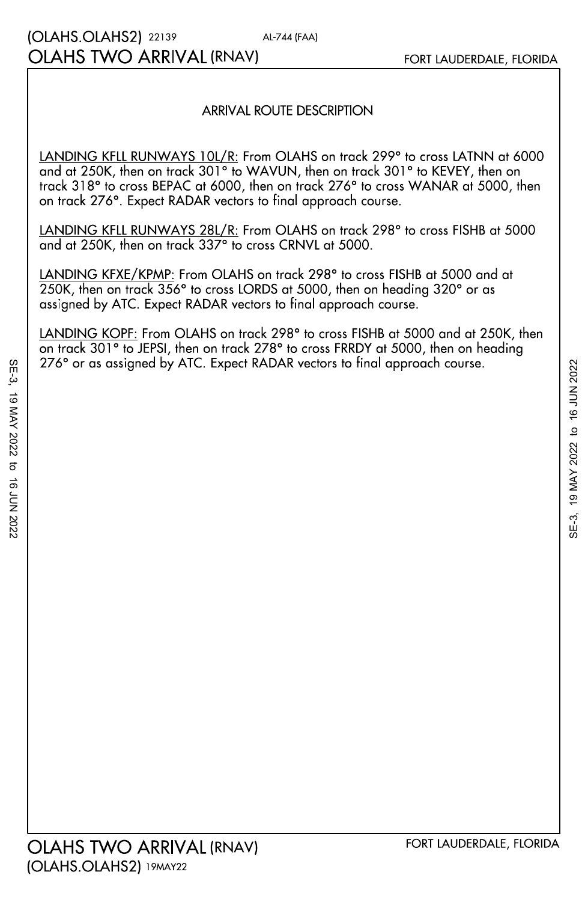# (OLAHS.OLAHS2) 22139 AL-744 (FAA)

# OLAHS TWO ARRIVAL (RNAV)

FORT LAUDERDALE, FLORIDA

## ARRIVAL ROUTE DESCRIPTION

LANDING KFLL RUNWAYS 10L/R: From OLAHS on track 299° to cross LATNN at 6000 and at 250K, then on track 301° to WAVUN, then on track 301° to KEVEY, then on track 318° to cross BEPAC at 6000, then on track 276° to cross WANAR at 5000, then on track 276°. Expect RADAR vectors to final approach course.

LANDING KFLL RUNWAYS 28L/R: From OLAHS on track 298° to cross FISHB at 5000 and at 250K, then on track 337° to cross CRNVL at 5000.

LANDING KFXE/KPMP: From OLAHS on track 298° to cross FISHB at 5000 and at 250K, then on track 356° to cross LORDS at 5000, then on heading 320° or as assigned by ATC. Expect RADAR vectors to final approach course.

LANDING KOPF: From OLAHS on track 298° to cross FISHB at 5000 and at 250K, then on track 301° to JEPSI, then on track 278° to cross FRRDY at 5000, then on heading 276° or as assigned by ATC. Expect RADAR vectors to final approach course.

SE-3, 19 MAY 2022 to 16 JUN 2022

OLAHS TWO ARRIVAL (RNAV)
(OLAHS.OLAHS2) 19MAY22

FORT LAUDERDALE, FLORIDA